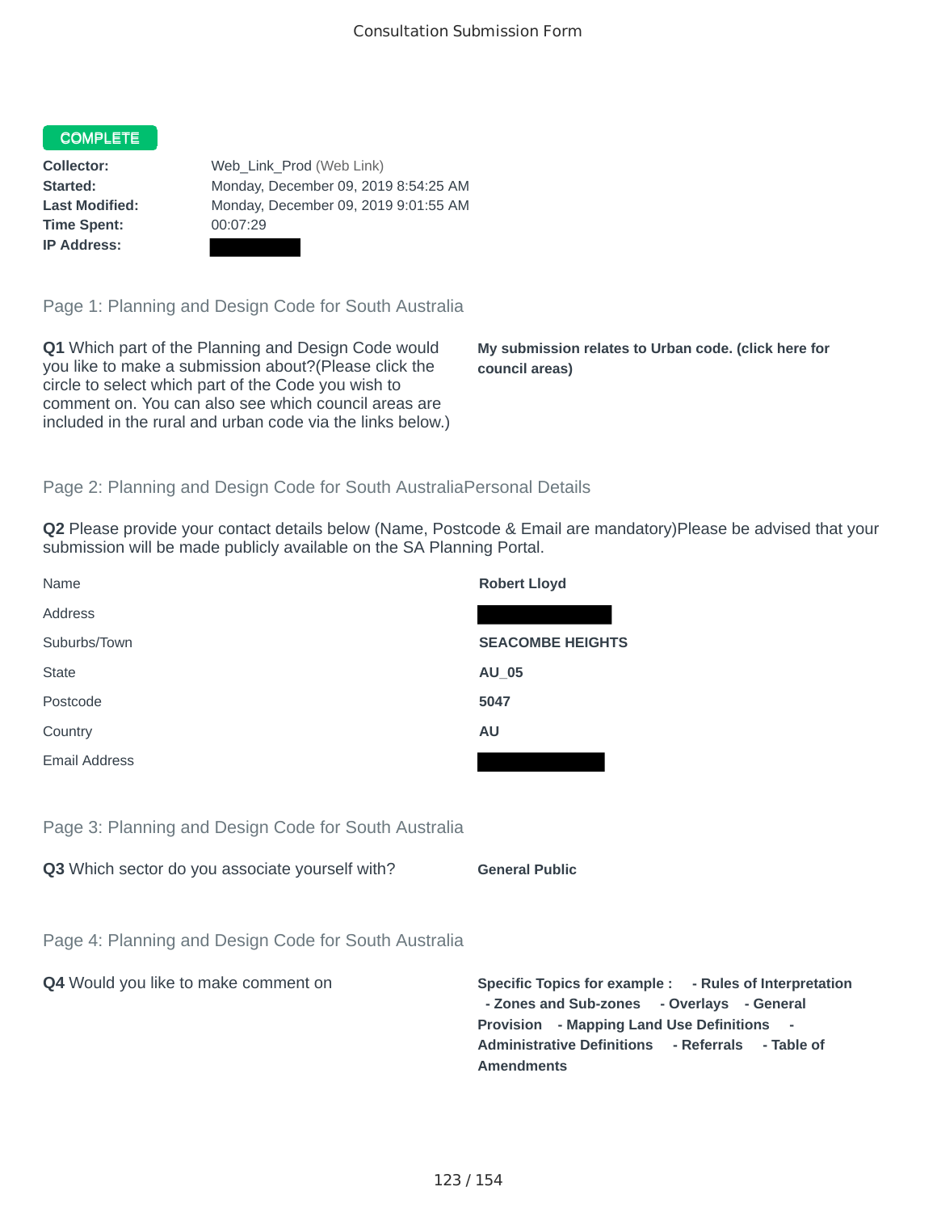Consultation Submission Form

**COMPLETE**

**Collector:** Web_Link_Prod (Web Link)
**Started:** Monday, December 09, 2019 8:54:25 AM
**Last Modified:** Monday, December 09, 2019 9:01:55 AM
**Time Spent:** 00:07:29
**IP Address:**

## Page 1: Planning and Design Code for South Australia

**Q1** Which part of the Planning and Design Code would you like to make a submission about?(Please click the circle to select which part of the Code you wish to comment on. You can also see which council areas are included in the rural and urban code via the links below.)

**My submission relates to Urban code. (click here for council areas)**

## Page 2: Planning and Design Code for South AustraliaPersonal Details

**Q2** Please provide your contact details below (Name, Postcode & Email are mandatory)Please be advised that your submission will be made publicly available on the SA Planning Portal.

| | |
|---|---|
| Name | **Robert Lloyd** |
| Address | |
| Suburbs/Town | **SEACOMBE HEIGHTS** |
| State | **AU_05** |
| Postcode | **5047** |
| Country | **AU** |
| Email Address | |

## Page 3: Planning and Design Code for South Australia

**Q3** Which sector do you associate yourself with?

**General Public**

## Page 4: Planning and Design Code for South Australia

**Q4** Would you like to make comment on

**Specific Topics for example : - Rules of Interpretation - Zones and Sub-zones - Overlays - General Provision - Mapping Land Use Definitions - Administrative Definitions - Referrals - Table of Amendments**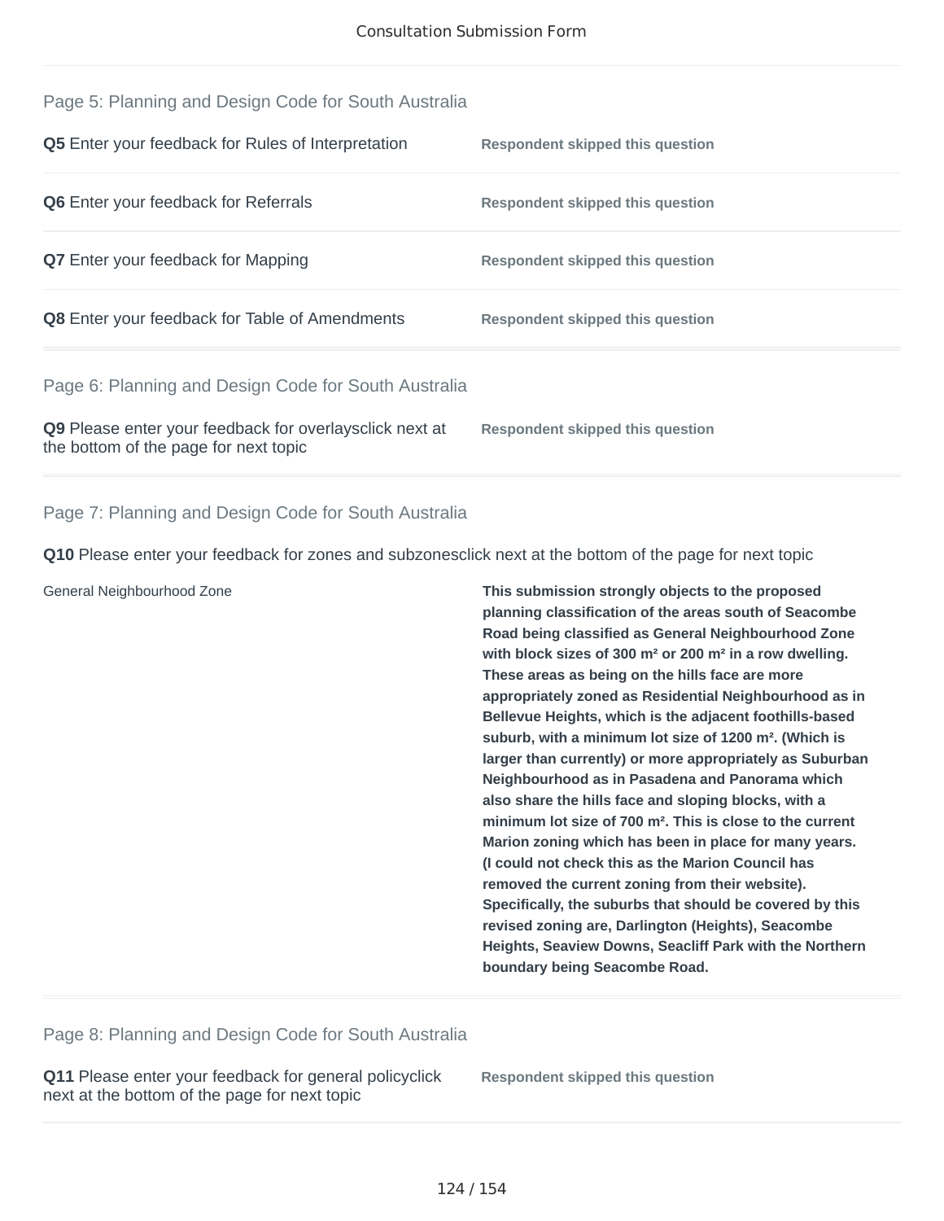## Page 5: Planning and Design Code for South Australia

**Q5** Enter your feedback for Rules of Interpretation — **Respondent skipped this question**

**Q6** Enter your feedback for Referrals — **Respondent skipped this question**

**Q7** Enter your feedback for Mapping — **Respondent skipped this question**

**Q8** Enter your feedback for Table of Amendments — **Respondent skipped this question**

## Page 6: Planning and Design Code for South Australia

**Q9** Please enter your feedback for overlaysclick next at the bottom of the page for next topic — **Respondent skipped this question**

## Page 7: Planning and Design Code for South Australia

**Q10** Please enter your feedback for zones and subzonesclick next at the bottom of the page for next topic

| | |
|---|---|
| General Neighbourhood Zone | **This submission strongly objects to the proposed planning classification of the areas south of Seacombe Road being classified as General Neighbourhood Zone with block sizes of 300 m² or 200 m² in a row dwelling. These areas as being on the hills face are more appropriately zoned as Residential Neighbourhood as in Bellevue Heights, which is the adjacent foothills-based suburb, with a minimum lot size of 1200 m². (Which is larger than currently) or more appropriately as Suburban Neighbourhood as in Pasadena and Panorama which also share the hills face and sloping blocks, with a minimum lot size of 700 m². This is close to the current Marion zoning which has been in place for many years. (I could not check this as the Marion Council has removed the current zoning from their website). Specifically, the suburbs that should be covered by this revised zoning are, Darlington (Heights), Seacombe Heights, Seaview Downs, Seacliff Park with the Northern boundary being Seacombe Road.** |

## Page 8: Planning and Design Code for South Australia

**Q11** Please enter your feedback for general policyclick next at the bottom of the page for next topic — **Respondent skipped this question**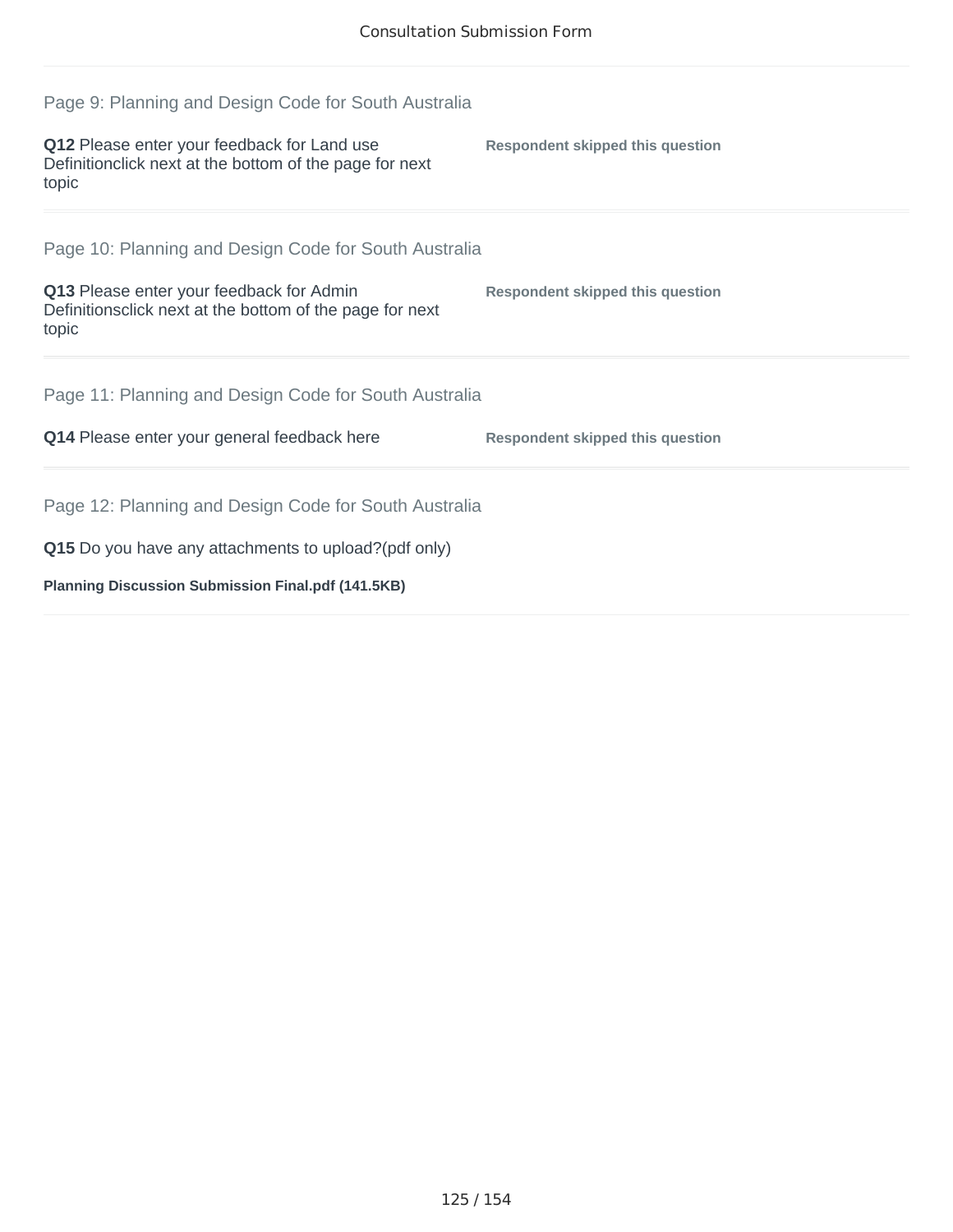## Page 9: Planning and Design Code for South Australia

**Q12** Please enter your feedback for Land use Definitionclick next at the bottom of the page for next topic

**Respondent skipped this question**

## Page 10: Planning and Design Code for South Australia

**Q13** Please enter your feedback for Admin Definitionsclick next at the bottom of the page for next topic

**Respondent skipped this question**

## Page 11: Planning and Design Code for South Australia

**Q14** Please enter your general feedback here

**Respondent skipped this question**

## Page 12: Planning and Design Code for South Australia

**Q15** Do you have any attachments to upload?(pdf only)

**Planning Discussion Submission Final.pdf (141.5KB)**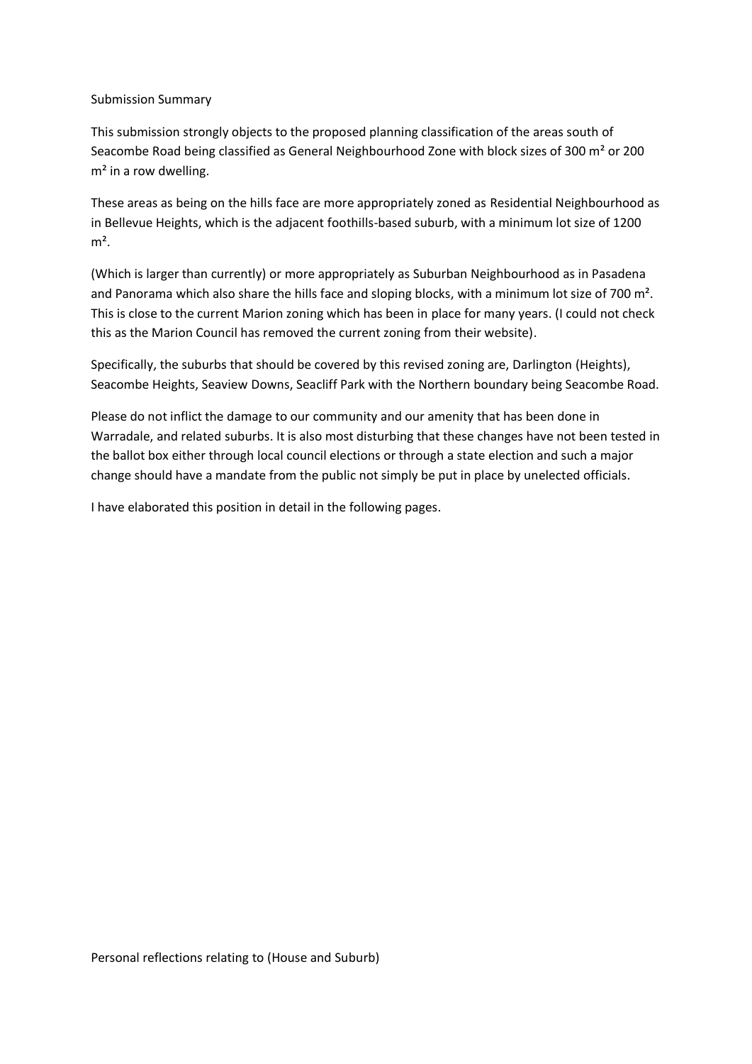Submission Summary

This submission strongly objects to the proposed planning classification of the areas south of Seacombe Road being classified as General Neighbourhood Zone with block sizes of 300 m² or 200 m² in a row dwelling.

These areas as being on the hills face are more appropriately zoned as Residential Neighbourhood as in Bellevue Heights, which is the adjacent foothills-based suburb, with a minimum lot size of 1200 m².

(Which is larger than currently) or more appropriately as Suburban Neighbourhood as in Pasadena and Panorama which also share the hills face and sloping blocks, with a minimum lot size of 700 m². This is close to the current Marion zoning which has been in place for many years. (I could not check this as the Marion Council has removed the current zoning from their website).

Specifically, the suburbs that should be covered by this revised zoning are, Darlington (Heights), Seacombe Heights, Seaview Downs, Seacliff Park with the Northern boundary being Seacombe Road.

Please do not inflict the damage to our community and our amenity that has been done in Warradale, and related suburbs. It is also most disturbing that these changes have not been tested in the ballot box either through local council elections or through a state election and such a major change should have a mandate from the public not simply be put in place by unelected officials.

I have elaborated this position in detail in the following pages.

Personal reflections relating to (House and Suburb)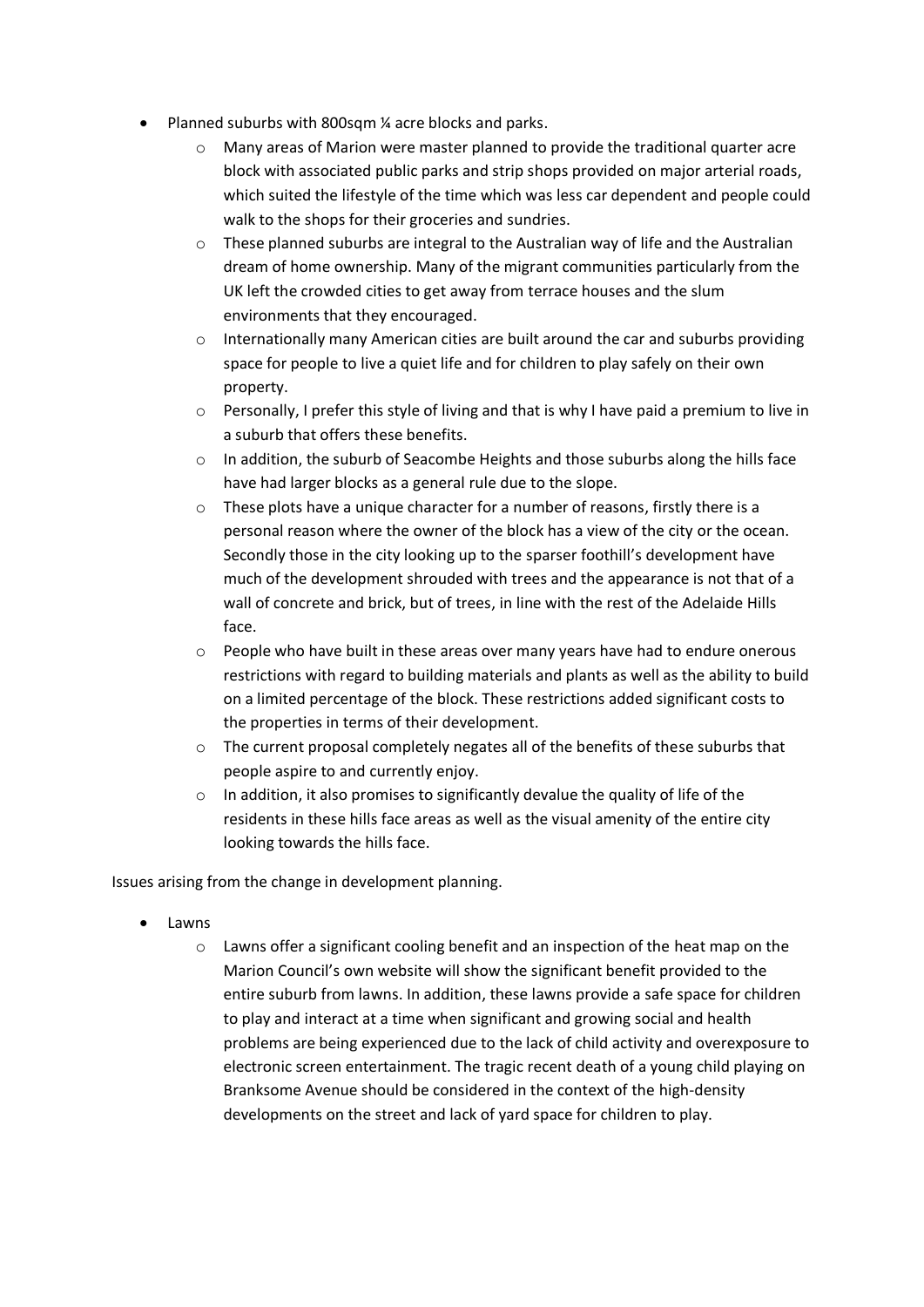- Planned suburbs with 800sqm ¼ acre blocks and parks.
    - Many areas of Marion were master planned to provide the traditional quarter acre block with associated public parks and strip shops provided on major arterial roads, which suited the lifestyle of the time which was less car dependent and people could walk to the shops for their groceries and sundries.
    - These planned suburbs are integral to the Australian way of life and the Australian dream of home ownership. Many of the migrant communities particularly from the UK left the crowded cities to get away from terrace houses and the slum environments that they encouraged.
    - Internationally many American cities are built around the car and suburbs providing space for people to live a quiet life and for children to play safely on their own property.
    - Personally, I prefer this style of living and that is why I have paid a premium to live in a suburb that offers these benefits.
    - In addition, the suburb of Seacombe Heights and those suburbs along the hills face have had larger blocks as a general rule due to the slope.
    - These plots have a unique character for a number of reasons, firstly there is a personal reason where the owner of the block has a view of the city or the ocean. Secondly those in the city looking up to the sparser foothill's development have much of the development shrouded with trees and the appearance is not that of a wall of concrete and brick, but of trees, in line with the rest of the Adelaide Hills face.
    - People who have built in these areas over many years have had to endure onerous restrictions with regard to building materials and plants as well as the ability to build on a limited percentage of the block. These restrictions added significant costs to the properties in terms of their development.
    - The current proposal completely negates all of the benefits of these suburbs that people aspire to and currently enjoy.
    - In addition, it also promises to significantly devalue the quality of life of the residents in these hills face areas as well as the visual amenity of the entire city looking towards the hills face.

Issues arising from the change in development planning.

- Lawns
    - Lawns offer a significant cooling benefit and an inspection of the heat map on the Marion Council's own website will show the significant benefit provided to the entire suburb from lawns. In addition, these lawns provide a safe space for children to play and interact at a time when significant and growing social and health problems are being experienced due to the lack of child activity and overexposure to electronic screen entertainment. The tragic recent death of a young child playing on Branksome Avenue should be considered in the context of the high-density developments on the street and lack of yard space for children to play.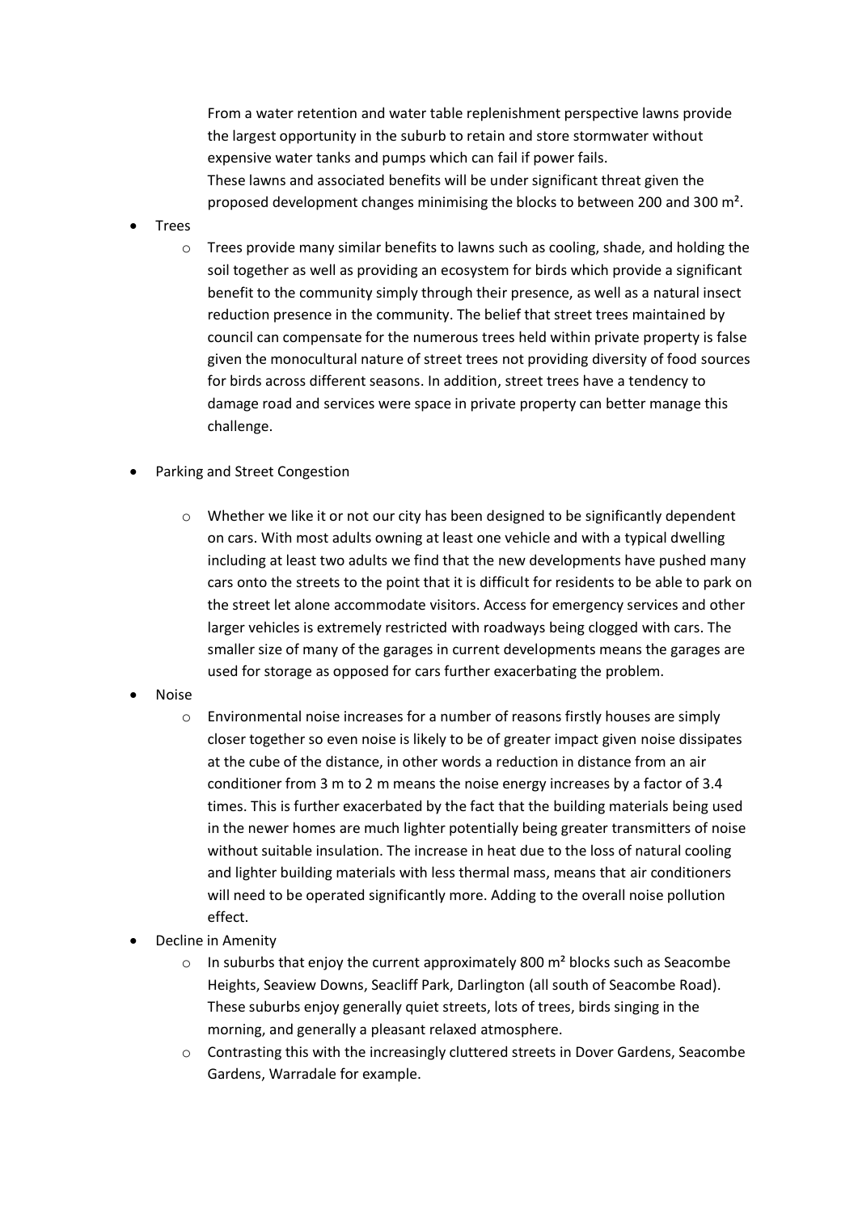From a water retention and water table replenishment perspective lawns provide the largest opportunity in the suburb to retain and store stormwater without expensive water tanks and pumps which can fail if power fails.
These lawns and associated benefits will be under significant threat given the proposed development changes minimising the blocks to between 200 and 300 m².

- Trees
  - Trees provide many similar benefits to lawns such as cooling, shade, and holding the soil together as well as providing an ecosystem for birds which provide a significant benefit to the community simply through their presence, as well as a natural insect reduction presence in the community. The belief that street trees maintained by council can compensate for the numerous trees held within private property is false given the monocultural nature of street trees not providing diversity of food sources for birds across different seasons. In addition, street trees have a tendency to damage road and services were space in private property can better manage this challenge.

- Parking and Street Congestion
  - Whether we like it or not our city has been designed to be significantly dependent on cars. With most adults owning at least one vehicle and with a typical dwelling including at least two adults we find that the new developments have pushed many cars onto the streets to the point that it is difficult for residents to be able to park on the street let alone accommodate visitors. Access for emergency services and other larger vehicles is extremely restricted with roadways being clogged with cars. The smaller size of many of the garages in current developments means the garages are used for storage as opposed for cars further exacerbating the problem.
- Noise
  - Environmental noise increases for a number of reasons firstly houses are simply closer together so even noise is likely to be of greater impact given noise dissipates at the cube of the distance, in other words a reduction in distance from an air conditioner from 3 m to 2 m means the noise energy increases by a factor of 3.4 times. This is further exacerbated by the fact that the building materials being used in the newer homes are much lighter potentially being greater transmitters of noise without suitable insulation. The increase in heat due to the loss of natural cooling and lighter building materials with less thermal mass, means that air conditioners will need to be operated significantly more. Adding to the overall noise pollution effect.
- Decline in Amenity
  - In suburbs that enjoy the current approximately 800 m² blocks such as Seacombe Heights, Seaview Downs, Seacliff Park, Darlington (all south of Seacombe Road). These suburbs enjoy generally quiet streets, lots of trees, birds singing in the morning, and generally a pleasant relaxed atmosphere.
  - Contrasting this with the increasingly cluttered streets in Dover Gardens, Seacombe Gardens, Warradale for example.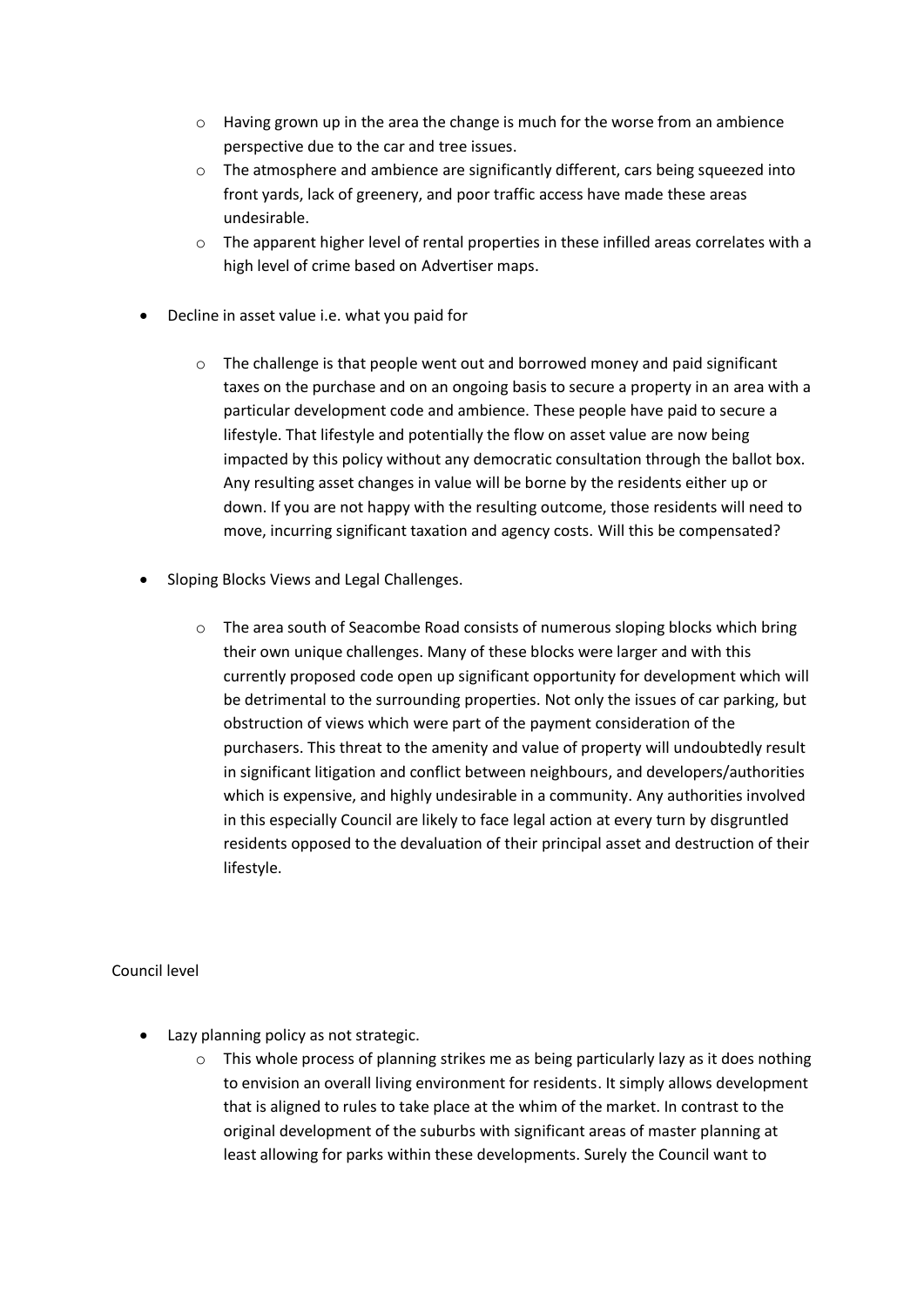- Having grown up in the area the change is much for the worse from an ambience perspective due to the car and tree issues.
  - The atmosphere and ambience are significantly different, cars being squeezed into front yards, lack of greenery, and poor traffic access have made these areas undesirable.
  - The apparent higher level of rental properties in these infilled areas correlates with a high level of crime based on Advertiser maps.

- Decline in asset value i.e. what you paid for

  - The challenge is that people went out and borrowed money and paid significant taxes on the purchase and on an ongoing basis to secure a property in an area with a particular development code and ambience. These people have paid to secure a lifestyle. That lifestyle and potentially the flow on asset value are now being impacted by this policy without any democratic consultation through the ballot box. Any resulting asset changes in value will be borne by the residents either up or down. If you are not happy with the resulting outcome, those residents will need to move, incurring significant taxation and agency costs. Will this be compensated?

- Sloping Blocks Views and Legal Challenges.

  - The area south of Seacombe Road consists of numerous sloping blocks which bring their own unique challenges. Many of these blocks were larger and with this currently proposed code open up significant opportunity for development which will be detrimental to the surrounding properties. Not only the issues of car parking, but obstruction of views which were part of the payment consideration of the purchasers. This threat to the amenity and value of property will undoubtedly result in significant litigation and conflict between neighbours, and developers/authorities which is expensive, and highly undesirable in a community. Any authorities involved in this especially Council are likely to face legal action at every turn by disgruntled residents opposed to the devaluation of their principal asset and destruction of their lifestyle.

Council level

- Lazy planning policy as not strategic.
  - This whole process of planning strikes me as being particularly lazy as it does nothing to envision an overall living environment for residents. It simply allows development that is aligned to rules to take place at the whim of the market. In contrast to the original development of the suburbs with significant areas of master planning at least allowing for parks within these developments. Surely the Council want to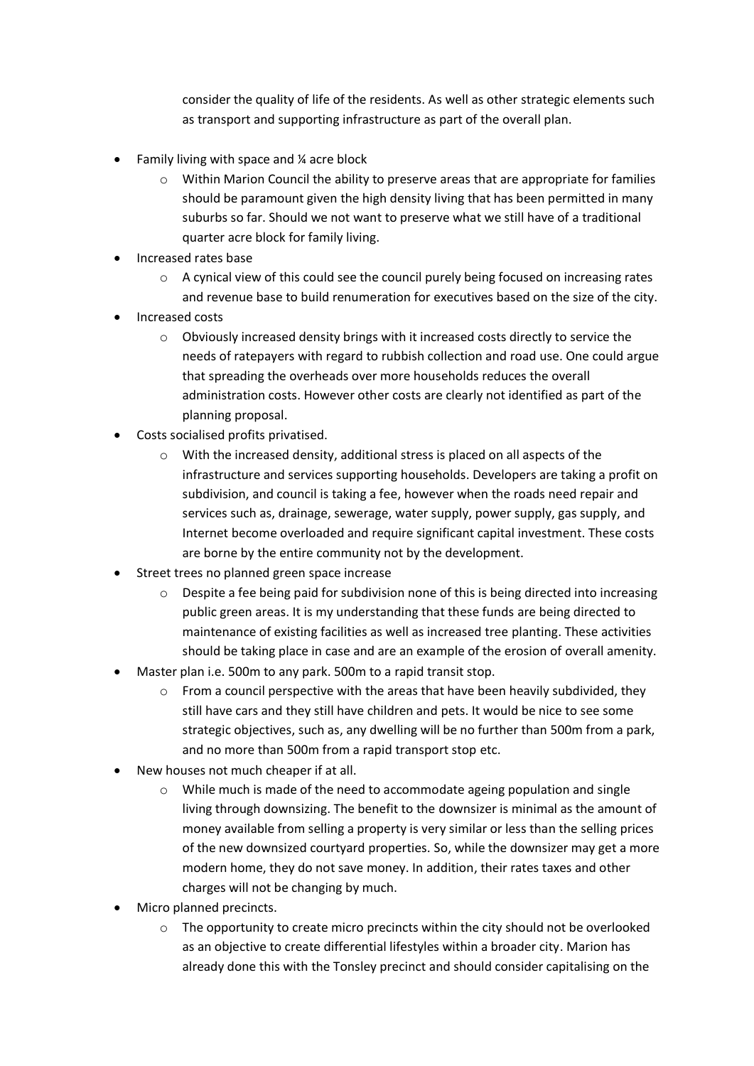consider the quality of life of the residents. As well as other strategic elements such as transport and supporting infrastructure as part of the overall plan.

- Family living with space and ¼ acre block
  - Within Marion Council the ability to preserve areas that are appropriate for families should be paramount given the high density living that has been permitted in many suburbs so far. Should we not want to preserve what we still have of a traditional quarter acre block for family living.
- Increased rates base
  - A cynical view of this could see the council purely being focused on increasing rates and revenue base to build renumeration for executives based on the size of the city.
- Increased costs
  - Obviously increased density brings with it increased costs directly to service the needs of ratepayers with regard to rubbish collection and road use. One could argue that spreading the overheads over more households reduces the overall administration costs. However other costs are clearly not identified as part of the planning proposal.
- Costs socialised profits privatised.
  - With the increased density, additional stress is placed on all aspects of the infrastructure and services supporting households. Developers are taking a profit on subdivision, and council is taking a fee, however when the roads need repair and services such as, drainage, sewerage, water supply, power supply, gas supply, and Internet become overloaded and require significant capital investment. These costs are borne by the entire community not by the development.
- Street trees no planned green space increase
  - Despite a fee being paid for subdivision none of this is being directed into increasing public green areas. It is my understanding that these funds are being directed to maintenance of existing facilities as well as increased tree planting. These activities should be taking place in case and are an example of the erosion of overall amenity.
- Master plan i.e. 500m to any park. 500m to a rapid transit stop.
  - From a council perspective with the areas that have been heavily subdivided, they still have cars and they still have children and pets. It would be nice to see some strategic objectives, such as, any dwelling will be no further than 500m from a park, and no more than 500m from a rapid transport stop etc.
- New houses not much cheaper if at all.
  - While much is made of the need to accommodate ageing population and single living through downsizing. The benefit to the downsizer is minimal as the amount of money available from selling a property is very similar or less than the selling prices of the new downsized courtyard properties. So, while the downsizer may get a more modern home, they do not save money. In addition, their rates taxes and other charges will not be changing by much.
- Micro planned precincts.
  - The opportunity to create micro precincts within the city should not be overlooked as an objective to create differential lifestyles within a broader city. Marion has already done this with the Tonsley precinct and should consider capitalising on the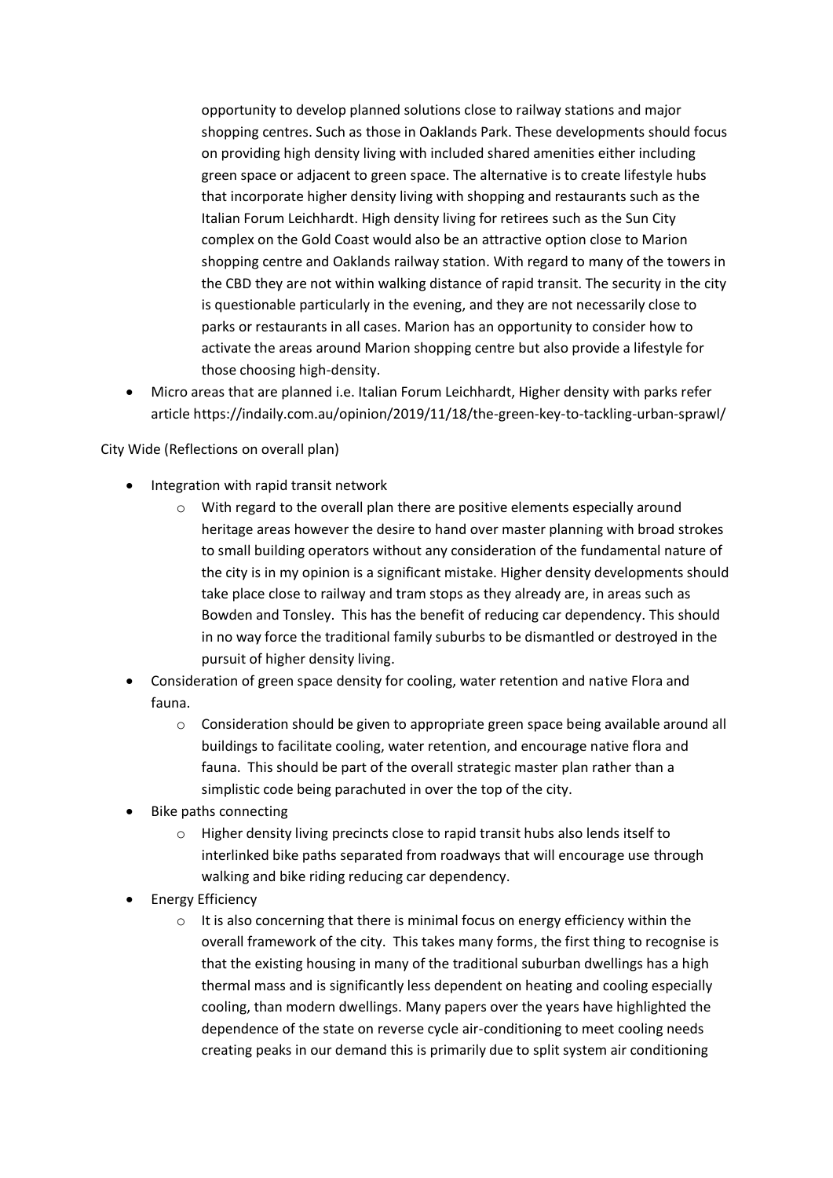opportunity to develop planned solutions close to railway stations and major shopping centres. Such as those in Oaklands Park. These developments should focus on providing high density living with included shared amenities either including green space or adjacent to green space. The alternative is to create lifestyle hubs that incorporate higher density living with shopping and restaurants such as the Italian Forum Leichhardt. High density living for retirees such as the Sun City complex on the Gold Coast would also be an attractive option close to Marion shopping centre and Oaklands railway station. With regard to many of the towers in the CBD they are not within walking distance of rapid transit. The security in the city is questionable particularly in the evening, and they are not necessarily close to parks or restaurants in all cases. Marion has an opportunity to consider how to activate the areas around Marion shopping centre but also provide a lifestyle for those choosing high-density.

- Micro areas that are planned i.e. Italian Forum Leichhardt, Higher density with parks refer article https://indaily.com.au/opinion/2019/11/18/the-green-key-to-tackling-urban-sprawl/

City Wide (Reflections on overall plan)

- Integration with rapid transit network
  - With regard to the overall plan there are positive elements especially around heritage areas however the desire to hand over master planning with broad strokes to small building operators without any consideration of the fundamental nature of the city is in my opinion is a significant mistake. Higher density developments should take place close to railway and tram stops as they already are, in areas such as Bowden and Tonsley. This has the benefit of reducing car dependency. This should in no way force the traditional family suburbs to be dismantled or destroyed in the pursuit of higher density living.
- Consideration of green space density for cooling, water retention and native Flora and fauna.
  - Consideration should be given to appropriate green space being available around all buildings to facilitate cooling, water retention, and encourage native flora and fauna. This should be part of the overall strategic master plan rather than a simplistic code being parachuted in over the top of the city.
- Bike paths connecting
  - Higher density living precincts close to rapid transit hubs also lends itself to interlinked bike paths separated from roadways that will encourage use through walking and bike riding reducing car dependency.
- Energy Efficiency
  - It is also concerning that there is minimal focus on energy efficiency within the overall framework of the city. This takes many forms, the first thing to recognise is that the existing housing in many of the traditional suburban dwellings has a high thermal mass and is significantly less dependent on heating and cooling especially cooling, than modern dwellings. Many papers over the years have highlighted the dependence of the state on reverse cycle air-conditioning to meet cooling needs creating peaks in our demand this is primarily due to split system air conditioning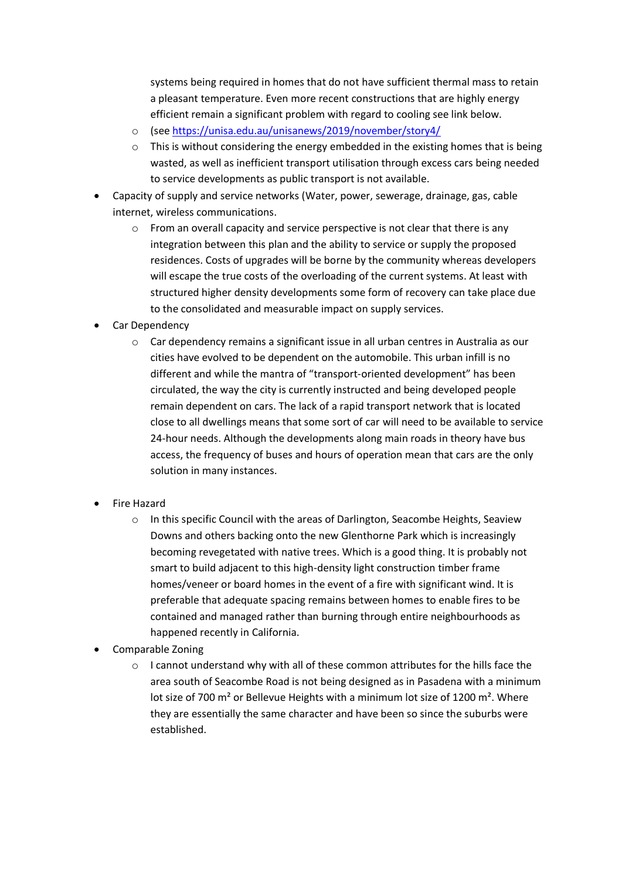systems being required in homes that do not have sufficient thermal mass to retain a pleasant temperature. Even more recent constructions that are highly energy efficient remain a significant problem with regard to cooling see link below.
  - (see https://unisa.edu.au/unisanews/2019/november/story4/
  - This is without considering the energy embedded in the existing homes that is being wasted, as well as inefficient transport utilisation through excess cars being needed to service developments as public transport is not available.
- Capacity of supply and service networks (Water, power, sewerage, drainage, gas, cable internet, wireless communications.
  - From an overall capacity and service perspective is not clear that there is any integration between this plan and the ability to service or supply the proposed residences. Costs of upgrades will be borne by the community whereas developers will escape the true costs of the overloading of the current systems. At least with structured higher density developments some form of recovery can take place due to the consolidated and measurable impact on supply services.
- Car Dependency
  - Car dependency remains a significant issue in all urban centres in Australia as our cities have evolved to be dependent on the automobile. This urban infill is no different and while the mantra of "transport-oriented development" has been circulated, the way the city is currently instructed and being developed people remain dependent on cars. The lack of a rapid transport network that is located close to all dwellings means that some sort of car will need to be available to service 24-hour needs. Although the developments along main roads in theory have bus access, the frequency of buses and hours of operation mean that cars are the only solution in many instances.
- Fire Hazard
  - In this specific Council with the areas of Darlington, Seacombe Heights, Seaview Downs and others backing onto the new Glenthorne Park which is increasingly becoming revegetated with native trees. Which is a good thing. It is probably not smart to build adjacent to this high-density light construction timber frame homes/veneer or board homes in the event of a fire with significant wind. It is preferable that adequate spacing remains between homes to enable fires to be contained and managed rather than burning through entire neighbourhoods as happened recently in California.
- Comparable Zoning
  - I cannot understand why with all of these common attributes for the hills face the area south of Seacombe Road is not being designed as in Pasadena with a minimum lot size of 700 m² or Bellevue Heights with a minimum lot size of 1200 m². Where they are essentially the same character and have been so since the suburbs were established.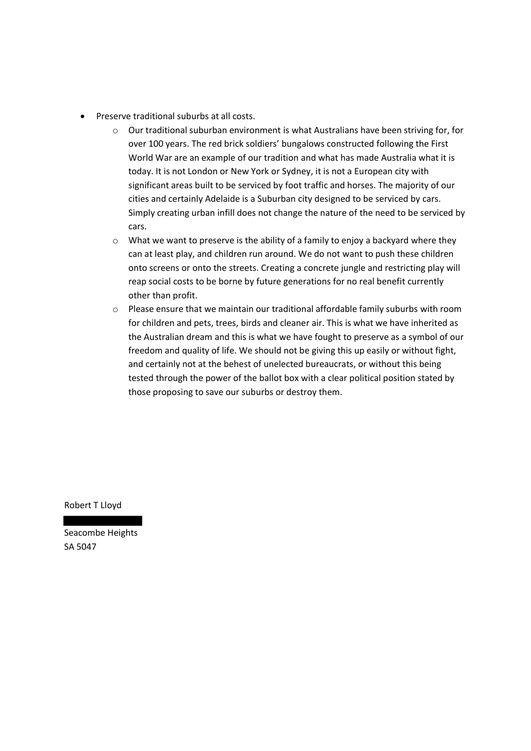- Preserve traditional suburbs at all costs.
  - Our traditional suburban environment is what Australians have been striving for, for over 100 years. The red brick soldiers' bungalows constructed following the First World War are an example of our tradition and what has made Australia what it is today. It is not London or New York or Sydney, it is not a European city with significant areas built to be serviced by foot traffic and horses. The majority of our cities and certainly Adelaide is a Suburban city designed to be serviced by cars. Simply creating urban infill does not change the nature of the need to be serviced by cars.
  - What we want to preserve is the ability of a family to enjoy a backyard where they can at least play, and children run around. We do not want to push these children onto screens or onto the streets. Creating a concrete jungle and restricting play will reap social costs to be borne by future generations for no real benefit currently other than profit.
  - Please ensure that we maintain our traditional affordable family suburbs with room for children and pets, trees, birds and cleaner air. This is what we have inherited as the Australian dream and this is what we have fought to preserve as a symbol of our freedom and quality of life. We should not be giving this up easily or without fight, and certainly not at the behest of unelected bureaucrats, or without this being tested through the power of the ballot box with a clear political position stated by those proposing to save our suburbs or destroy them.

Robert T Lloyd

Seacombe Heights
SA 5047